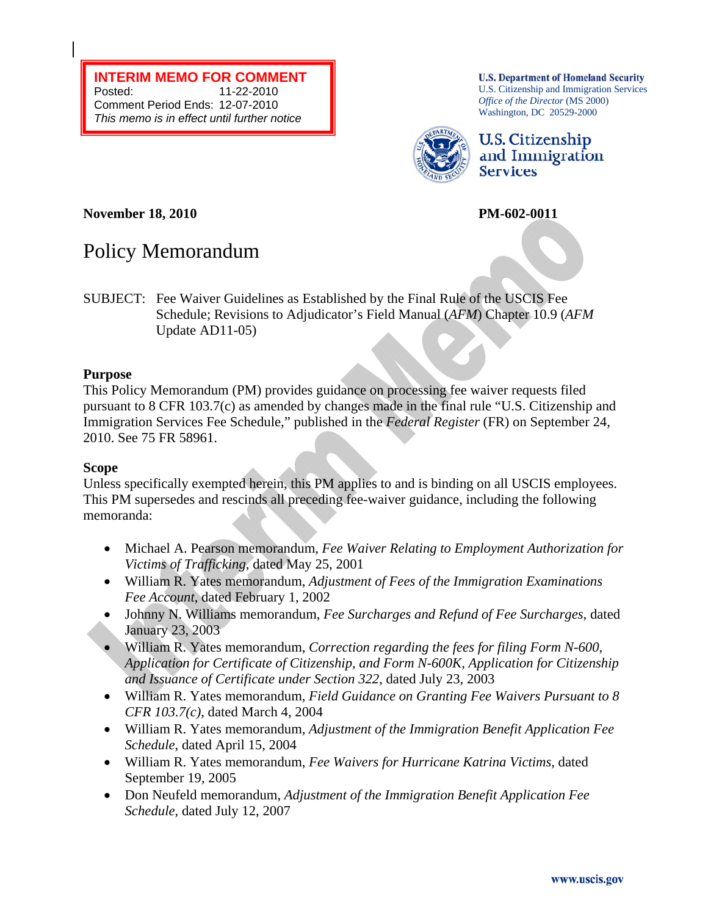**INTERIM MEMO FOR COMMENT**
Posted: 11-22-2010
Comment Period Ends: 12-07-2010
*This memo is in effect until further notice*

**U.S. Department of Homeland Security**
U.S. Citizenship and Immigration Services
*Office of the Director* (MS 2000)
Washington, DC 20529-2000

**U.S. Citizenship and Immigration Services**

**November 18, 2010** **PM-602-0011**

# Policy Memorandum

SUBJECT: Fee Waiver Guidelines as Established by the Final Rule of the USCIS Fee Schedule; Revisions to Adjudicator's Field Manual (*AFM*) Chapter 10.9 (*AFM* Update AD11-05)

## Purpose

This Policy Memorandum (PM) provides guidance on processing fee waiver requests filed pursuant to 8 CFR 103.7(c) as amended by changes made in the final rule "U.S. Citizenship and Immigration Services Fee Schedule," published in the *Federal Register* (FR) on September 24, 2010. See 75 FR 58961.

## Scope

Unless specifically exempted herein, this PM applies to and is binding on all USCIS employees. This PM supersedes and rescinds all preceding fee-waiver guidance, including the following memoranda:

- Michael A. Pearson memorandum, *Fee Waiver Relating to Employment Authorization for Victims of Trafficking*, dated May 25, 2001
- William R. Yates memorandum, *Adjustment of Fees of the Immigration Examinations Fee Account*, dated February 1, 2002
- Johnny N. Williams memorandum, *Fee Surcharges and Refund of Fee Surcharges*, dated January 23, 2003
- William R. Yates memorandum, *Correction regarding the fees for filing Form N-600, Application for Certificate of Citizenship, and Form N-600K, Application for Citizenship and Issuance of Certificate under Section 322*, dated July 23, 2003
- William R. Yates memorandum, *Field Guidance on Granting Fee Waivers Pursuant to 8 CFR 103.7(c)*, dated March 4, 2004
- William R. Yates memorandum, *Adjustment of the Immigration Benefit Application Fee Schedule*, dated April 15, 2004
- William R. Yates memorandum, *Fee Waivers for Hurricane Katrina Victims*, dated September 19, 2005
- Don Neufeld memorandum, *Adjustment of the Immigration Benefit Application Fee Schedule*, dated July 12, 2007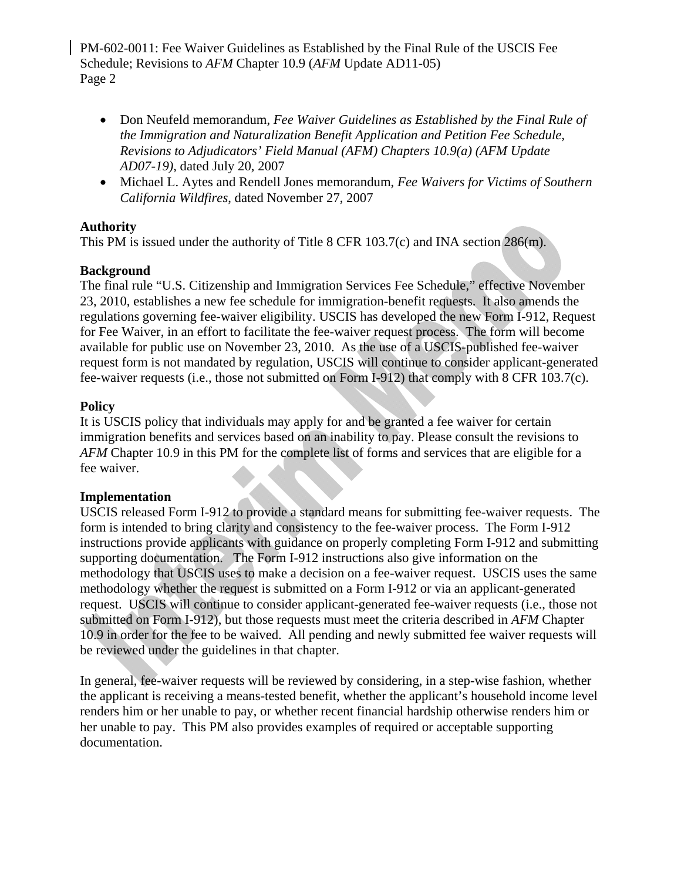- Don Neufeld memorandum, *Fee Waiver Guidelines as Established by the Final Rule of the Immigration and Naturalization Benefit Application and Petition Fee Schedule, Revisions to Adjudicators' Field Manual (AFM) Chapters 10.9(a) (AFM Update AD07-19)*, dated July 20, 2007
- Michael L. Aytes and Rendell Jones memorandum, *Fee Waivers for Victims of Southern California Wildfires*, dated November 27, 2007

**Authority**

This PM is issued under the authority of Title 8 CFR 103.7(c) and INA section 286(m).

**Background**

The final rule "U.S. Citizenship and Immigration Services Fee Schedule," effective November 23, 2010, establishes a new fee schedule for immigration-benefit requests. It also amends the regulations governing fee-waiver eligibility. USCIS has developed the new Form I-912, Request for Fee Waiver, in an effort to facilitate the fee-waiver request process. The form will become available for public use on November 23, 2010. As the use of a USCIS-published fee-waiver request form is not mandated by regulation, USCIS will continue to consider applicant-generated fee-waiver requests (i.e., those not submitted on Form I-912) that comply with 8 CFR 103.7(c).

**Policy**

It is USCIS policy that individuals may apply for and be granted a fee waiver for certain immigration benefits and services based on an inability to pay. Please consult the revisions to *AFM* Chapter 10.9 in this PM for the complete list of forms and services that are eligible for a fee waiver.

**Implementation**

USCIS released Form I-912 to provide a standard means for submitting fee-waiver requests. The form is intended to bring clarity and consistency to the fee-waiver process. The Form I-912 instructions provide applicants with guidance on properly completing Form I-912 and submitting supporting documentation. The Form I-912 instructions also give information on the methodology that USCIS uses to make a decision on a fee-waiver request. USCIS uses the same methodology whether the request is submitted on a Form I-912 or via an applicant-generated request. USCIS will continue to consider applicant-generated fee-waiver requests (i.e., those not submitted on Form I-912), but those requests must meet the criteria described in *AFM* Chapter 10.9 in order for the fee to be waived. All pending and newly submitted fee waiver requests will be reviewed under the guidelines in that chapter.

In general, fee-waiver requests will be reviewed by considering, in a step-wise fashion, whether the applicant is receiving a means-tested benefit, whether the applicant's household income level renders him or her unable to pay, or whether recent financial hardship otherwise renders him or her unable to pay. This PM also provides examples of required or acceptable supporting documentation.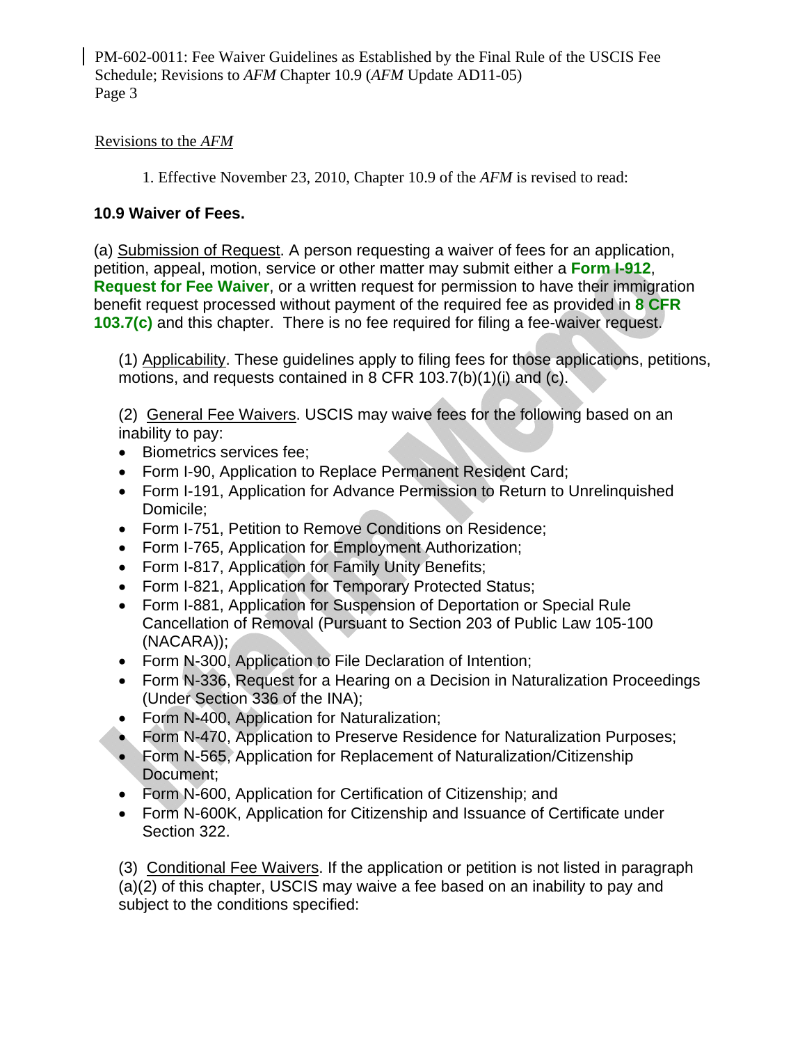Revisions to the *AFM*

1. Effective November 23, 2010, Chapter 10.9 of the *AFM* is revised to read:

**10.9 Waiver of Fees.**

(a) Submission of Request. A person requesting a waiver of fees for an application, petition, appeal, motion, service or other matter may submit either a **Form I-912, Request for Fee Waiver**, or a written request for permission to have their immigration benefit request processed without payment of the required fee as provided in **8 CFR 103.7(c)** and this chapter. There is no fee required for filing a fee-waiver request.

(1) Applicability. These guidelines apply to filing fees for those applications, petitions, motions, and requests contained in 8 CFR 103.7(b)(1)(i) and (c).

(2) General Fee Waivers. USCIS may waive fees for the following based on an inability to pay:

- Biometrics services fee;
- Form I-90, Application to Replace Permanent Resident Card;
- Form I-191, Application for Advance Permission to Return to Unrelinquished Domicile;
- Form I-751, Petition to Remove Conditions on Residence;
- Form I-765, Application for Employment Authorization;
- Form I-817, Application for Family Unity Benefits;
- Form I-821, Application for Temporary Protected Status;
- Form I-881, Application for Suspension of Deportation or Special Rule Cancellation of Removal (Pursuant to Section 203 of Public Law 105-100 (NACARA));
- Form N-300, Application to File Declaration of Intention;
- Form N-336, Request for a Hearing on a Decision in Naturalization Proceedings (Under Section 336 of the INA);
- Form N-400, Application for Naturalization;
- Form N-470, Application to Preserve Residence for Naturalization Purposes;
- Form N-565, Application for Replacement of Naturalization/Citizenship Document;
- Form N-600, Application for Certification of Citizenship; and
- Form N-600K, Application for Citizenship and Issuance of Certificate under Section 322.

(3) Conditional Fee Waivers. If the application or petition is not listed in paragraph (a)(2) of this chapter, USCIS may waive a fee based on an inability to pay and subject to the conditions specified: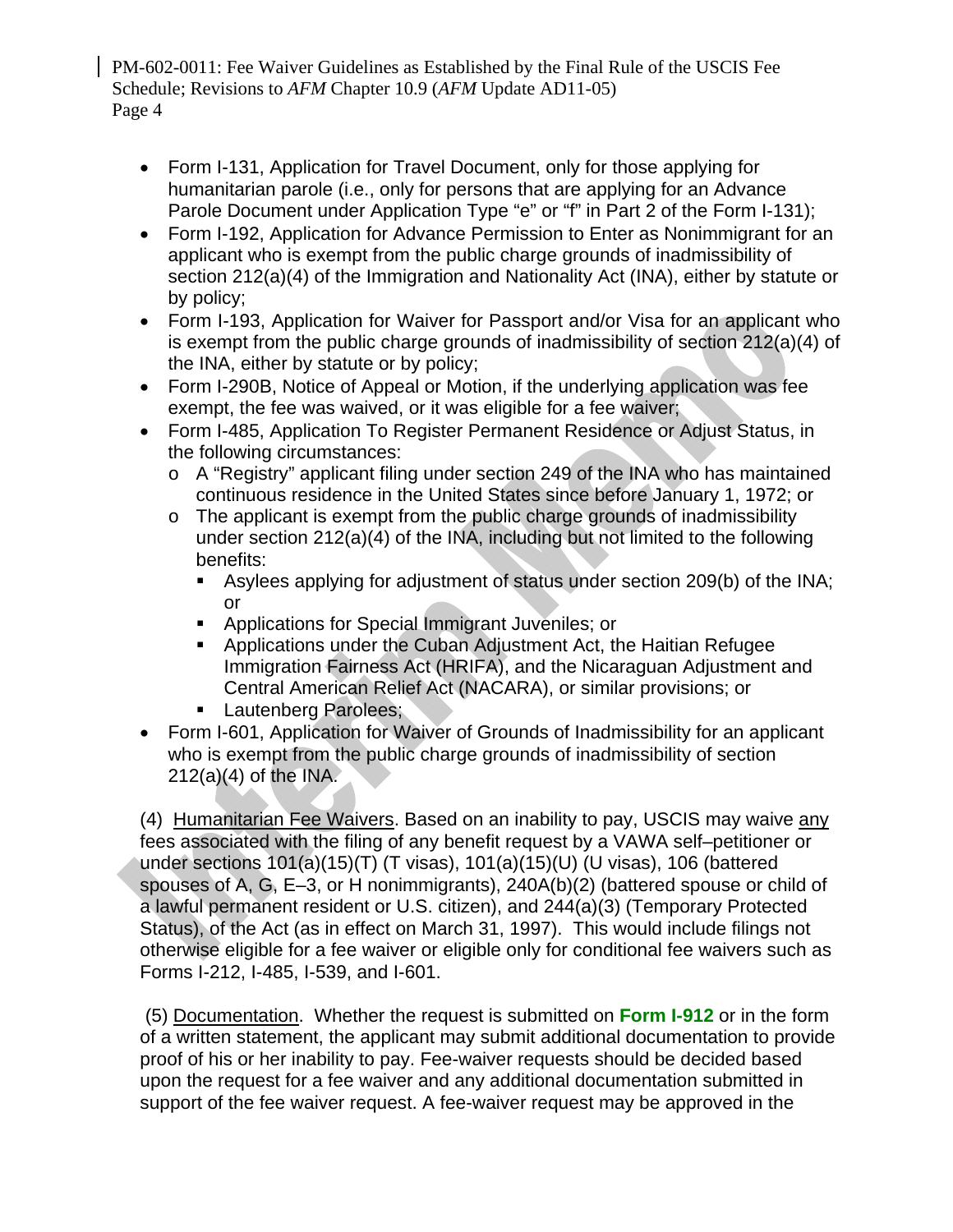- Form I-131, Application for Travel Document, only for those applying for humanitarian parole (i.e., only for persons that are applying for an Advance Parole Document under Application Type "e" or "f" in Part 2 of the Form I-131);
- Form I-192, Application for Advance Permission to Enter as Nonimmigrant for an applicant who is exempt from the public charge grounds of inadmissibility of section 212(a)(4) of the Immigration and Nationality Act (INA), either by statute or by policy;
- Form I-193, Application for Waiver for Passport and/or Visa for an applicant who is exempt from the public charge grounds of inadmissibility of section 212(a)(4) of the INA, either by statute or by policy;
- Form I-290B, Notice of Appeal or Motion, if the underlying application was fee exempt, the fee was waived, or it was eligible for a fee waiver;
- Form I-485, Application To Register Permanent Residence or Adjust Status, in the following circumstances:
  - A "Registry" applicant filing under section 249 of the INA who has maintained continuous residence in the United States since before January 1, 1972; or
  - The applicant is exempt from the public charge grounds of inadmissibility under section 212(a)(4) of the INA, including but not limited to the following benefits:
    - Asylees applying for adjustment of status under section 209(b) of the INA; or
    - Applications for Special Immigrant Juveniles; or
    - Applications under the Cuban Adjustment Act, the Haitian Refugee Immigration Fairness Act (HRIFA), and the Nicaraguan Adjustment and Central American Relief Act (NACARA), or similar provisions; or
    - Lautenberg Parolees;
- Form I-601, Application for Waiver of Grounds of Inadmissibility for an applicant who is exempt from the public charge grounds of inadmissibility of section 212(a)(4) of the INA.

(4) <u>Humanitarian Fee Waivers</u>. Based on an inability to pay, USCIS may waive <u>any</u> fees associated with the filing of any benefit request by a VAWA self–petitioner or under sections 101(a)(15)(T) (T visas), 101(a)(15)(U) (U visas), 106 (battered spouses of A, G, E–3, or H nonimmigrants), 240A(b)(2) (battered spouse or child of a lawful permanent resident or U.S. citizen), and 244(a)(3) (Temporary Protected Status), of the Act (as in effect on March 31, 1997). This would include filings not otherwise eligible for a fee waiver or eligible only for conditional fee waivers such as Forms I-212, I-485, I-539, and I-601.

(5) <u>Documentation</u>. Whether the request is submitted on **Form I-912** or in the form of a written statement, the applicant may submit additional documentation to provide proof of his or her inability to pay. Fee-waiver requests should be decided based upon the request for a fee waiver and any additional documentation submitted in support of the fee waiver request. A fee-waiver request may be approved in the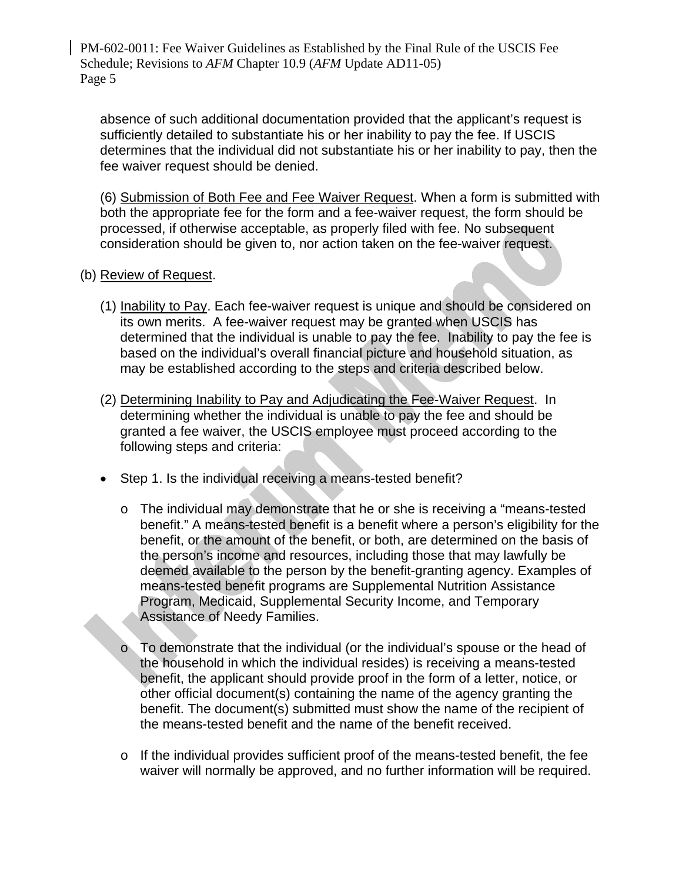absence of such additional documentation provided that the applicant's request is sufficiently detailed to substantiate his or her inability to pay the fee. If USCIS determines that the individual did not substantiate his or her inability to pay, then the fee waiver request should be denied.

(6) Submission of Both Fee and Fee Waiver Request. When a form is submitted with both the appropriate fee for the form and a fee-waiver request, the form should be processed, if otherwise acceptable, as properly filed with fee. No subsequent consideration should be given to, nor action taken on the fee-waiver request.

(b) Review of Request.

(1) Inability to Pay. Each fee-waiver request is unique and should be considered on its own merits. A fee-waiver request may be granted when USCIS has determined that the individual is unable to pay the fee. Inability to pay the fee is based on the individual's overall financial picture and household situation, as may be established according to the steps and criteria described below.

(2) Determining Inability to Pay and Adjudicating the Fee-Waiver Request. In determining whether the individual is unable to pay the fee and should be granted a fee waiver, the USCIS employee must proceed according to the following steps and criteria:

- Step 1. Is the individual receiving a means-tested benefit?
  - The individual may demonstrate that he or she is receiving a "means-tested benefit." A means-tested benefit is a benefit where a person's eligibility for the benefit, or the amount of the benefit, or both, are determined on the basis of the person's income and resources, including those that may lawfully be deemed available to the person by the benefit-granting agency. Examples of means-tested benefit programs are Supplemental Nutrition Assistance Program, Medicaid, Supplemental Security Income, and Temporary Assistance of Needy Families.
  - To demonstrate that the individual (or the individual's spouse or the head of the household in which the individual resides) is receiving a means-tested benefit, the applicant should provide proof in the form of a letter, notice, or other official document(s) containing the name of the agency granting the benefit. The document(s) submitted must show the name of the recipient of the means-tested benefit and the name of the benefit received.
  - If the individual provides sufficient proof of the means-tested benefit, the fee waiver will normally be approved, and no further information will be required.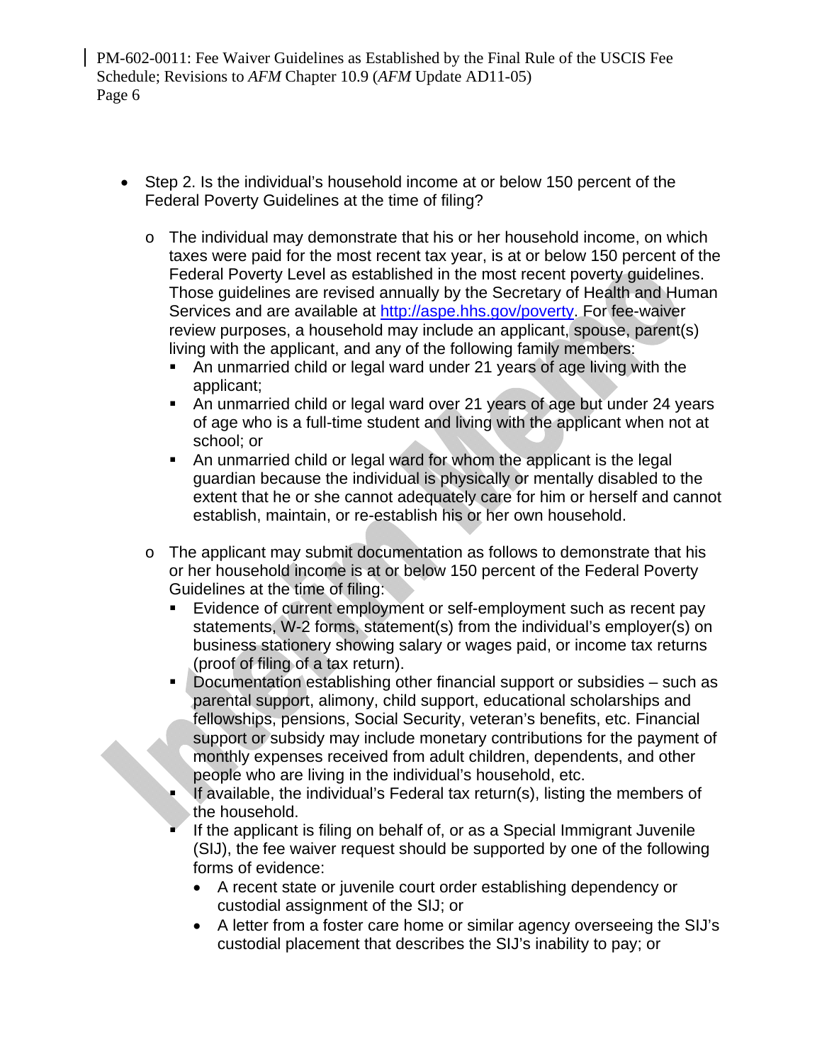- Step 2. Is the individual's household income at or below 150 percent of the Federal Poverty Guidelines at the time of filing?

  - The individual may demonstrate that his or her household income, on which taxes were paid for the most recent tax year, is at or below 150 percent of the Federal Poverty Level as established in the most recent poverty guidelines. Those guidelines are revised annually by the Secretary of Health and Human Services and are available at http://aspe.hhs.gov/poverty. For fee-waiver review purposes, a household may include an applicant, spouse, parent(s) living with the applicant, and any of the following family members:
    - An unmarried child or legal ward under 21 years of age living with the applicant;
    - An unmarried child or legal ward over 21 years of age but under 24 years of age who is a full-time student and living with the applicant when not at school; or
    - An unmarried child or legal ward for whom the applicant is the legal guardian because the individual is physically or mentally disabled to the extent that he or she cannot adequately care for him or herself and cannot establish, maintain, or re-establish his or her own household.

  - The applicant may submit documentation as follows to demonstrate that his or her household income is at or below 150 percent of the Federal Poverty Guidelines at the time of filing:
    - Evidence of current employment or self-employment such as recent pay statements, W-2 forms, statement(s) from the individual's employer(s) on business stationery showing salary or wages paid, or income tax returns (proof of filing of a tax return).
    - Documentation establishing other financial support or subsidies – such as parental support, alimony, child support, educational scholarships and fellowships, pensions, Social Security, veteran's benefits, etc. Financial support or subsidy may include monetary contributions for the payment of monthly expenses received from adult children, dependents, and other people who are living in the individual's household, etc.
    - If available, the individual's Federal tax return(s), listing the members of the household.
    - If the applicant is filing on behalf of, or as a Special Immigrant Juvenile (SIJ), the fee waiver request should be supported by one of the following forms of evidence:
      - A recent state or juvenile court order establishing dependency or custodial assignment of the SIJ; or
      - A letter from a foster care home or similar agency overseeing the SIJ's custodial placement that describes the SIJ's inability to pay; or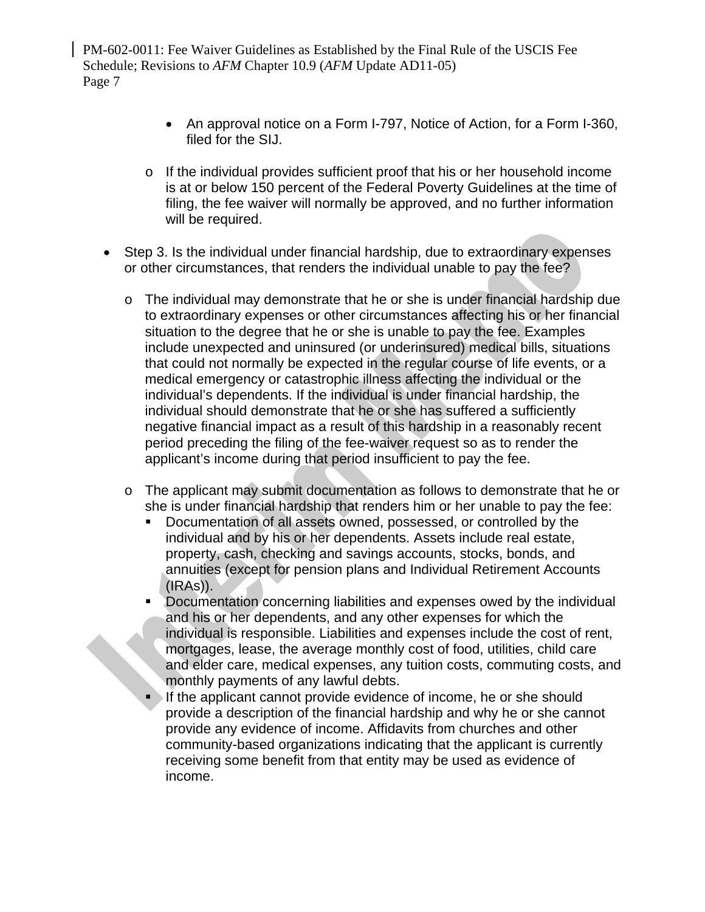- An approval notice on a Form I-797, Notice of Action, for a Form I-360, filed for the SIJ.
    - If the individual provides sufficient proof that his or her household income is at or below 150 percent of the Federal Poverty Guidelines at the time of filing, the fee waiver will normally be approved, and no further information will be required.

- Step 3. Is the individual under financial hardship, due to extraordinary expenses or other circumstances, that renders the individual unable to pay the fee?
    - The individual may demonstrate that he or she is under financial hardship due to extraordinary expenses or other circumstances affecting his or her financial situation to the degree that he or she is unable to pay the fee. Examples include unexpected and uninsured (or underinsured) medical bills, situations that could not normally be expected in the regular course of life events, or a medical emergency or catastrophic illness affecting the individual or the individual's dependents. If the individual is under financial hardship, the individual should demonstrate that he or she has suffered a sufficiently negative financial impact as a result of this hardship in a reasonably recent period preceding the filing of the fee-waiver request so as to render the applicant's income during that period insufficient to pay the fee.
    - The applicant may submit documentation as follows to demonstrate that he or she is under financial hardship that renders him or her unable to pay the fee:
        - Documentation of all assets owned, possessed, or controlled by the individual and by his or her dependents. Assets include real estate, property, cash, checking and savings accounts, stocks, bonds, and annuities (except for pension plans and Individual Retirement Accounts (IRAs)).
        - Documentation concerning liabilities and expenses owed by the individual and his or her dependents, and any other expenses for which the individual is responsible. Liabilities and expenses include the cost of rent, mortgages, lease, the average monthly cost of food, utilities, child care and elder care, medical expenses, any tuition costs, commuting costs, and monthly payments of any lawful debts.
        - If the applicant cannot provide evidence of income, he or she should provide a description of the financial hardship and why he or she cannot provide any evidence of income. Affidavits from churches and other community-based organizations indicating that the applicant is currently receiving some benefit from that entity may be used as evidence of income.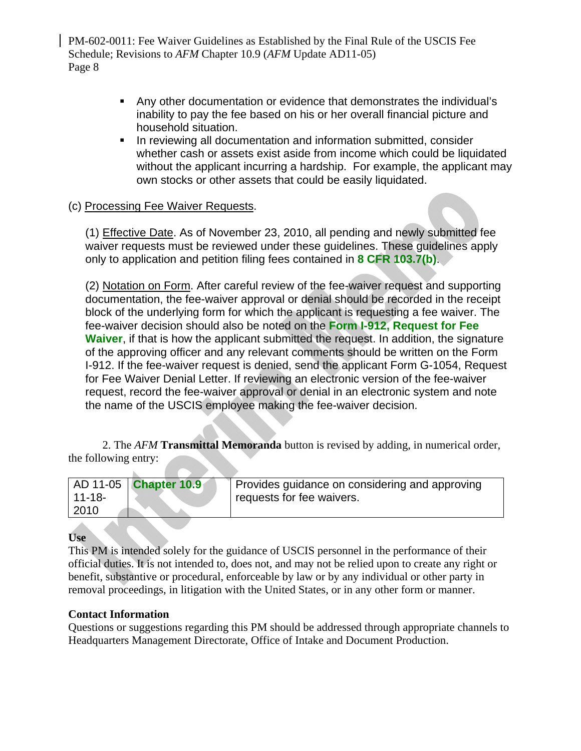- Any other documentation or evidence that demonstrates the individual's inability to pay the fee based on his or her overall financial picture and household situation.
- In reviewing all documentation and information submitted, consider whether cash or assets exist aside from income which could be liquidated without the applicant incurring a hardship. For example, the applicant may own stocks or other assets that could be easily liquidated.

(c) Processing Fee Waiver Requests.

(1) Effective Date. As of November 23, 2010, all pending and newly submitted fee waiver requests must be reviewed under these guidelines. These guidelines apply only to application and petition filing fees contained in **8 CFR 103.7(b)**.

(2) Notation on Form. After careful review of the fee-waiver request and supporting documentation, the fee-waiver approval or denial should be recorded in the receipt block of the underlying form for which the applicant is requesting a fee waiver. The fee-waiver decision should also be noted on the **Form I-912, Request for Fee Waiver**, if that is how the applicant submitted the request. In addition, the signature of the approving officer and any relevant comments should be written on the Form I-912. If the fee-waiver request is denied, send the applicant Form G-1054, Request for Fee Waiver Denial Letter. If reviewing an electronic version of the fee-waiver request, record the fee-waiver approval or denial in an electronic system and note the name of the USCIS employee making the fee-waiver decision.

2. The *AFM* **Transmittal Memoranda** button is revised by adding, in numerical order, the following entry:

| | | |
|---|---|---|
| AD 11-05 11-18-2010 | **Chapter 10.9** | Provides guidance on considering and approving requests for fee waivers. |

**Use**
This PM is intended solely for the guidance of USCIS personnel in the performance of their official duties. It is not intended to, does not, and may not be relied upon to create any right or benefit, substantive or procedural, enforceable by law or by any individual or other party in removal proceedings, in litigation with the United States, or in any other form or manner.

**Contact Information**
Questions or suggestions regarding this PM should be addressed through appropriate channels to Headquarters Management Directorate, Office of Intake and Document Production.